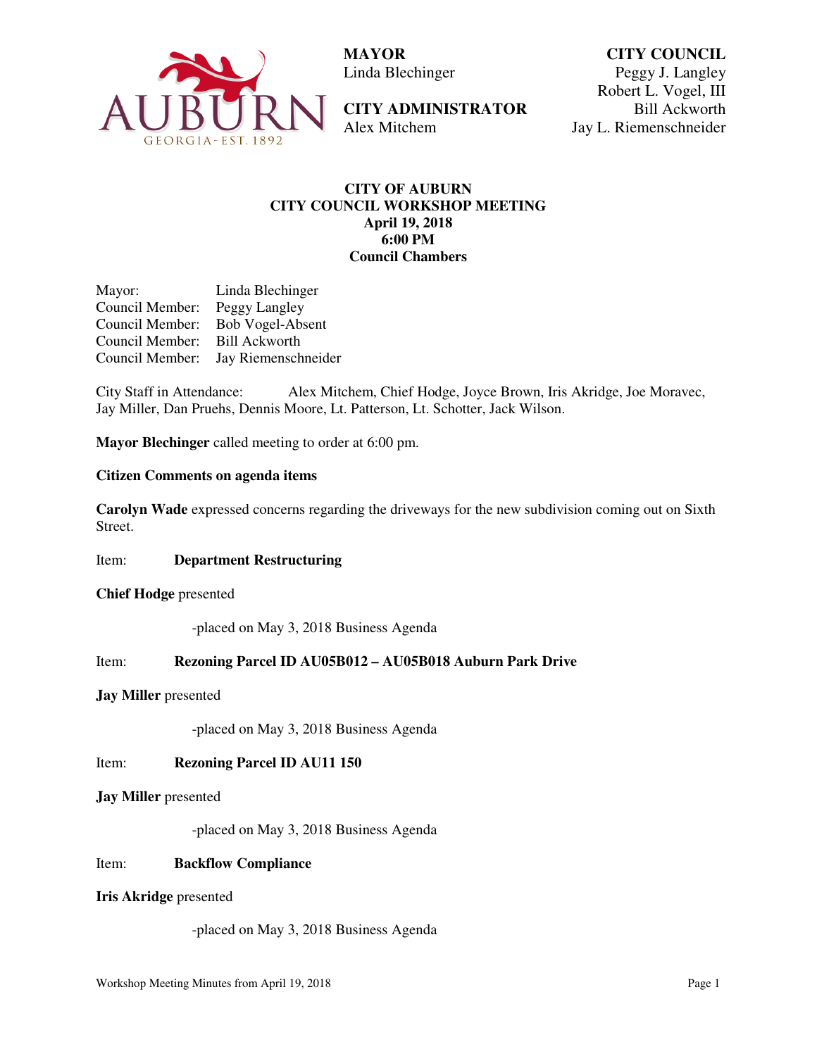**MAYOR**
Linda Blechinger

**CITY ADMINISTRATOR**
Alex Mitchem

**CITY COUNCIL**
Peggy J. Langley
Robert L. Vogel, III
Bill Ackworth
Jay L. Riemenschneider

# CITY OF AUBURN
## CITY COUNCIL WORKSHOP MEETING
### April 19, 2018
### 6:00 PM
### Council Chambers

Mayor: Linda Blechinger
Council Member: Peggy Langley
Council Member: Bob Vogel-Absent
Council Member: Bill Ackworth
Council Member: Jay Riemenschneider

City Staff in Attendance: Alex Mitchem, Chief Hodge, Joyce Brown, Iris Akridge, Joe Moravec, Jay Miller, Dan Pruehs, Dennis Moore, Lt. Patterson, Lt. Schotter, Jack Wilson.

**Mayor Blechinger** called meeting to order at 6:00 pm.

**Citizen Comments on agenda items**

**Carolyn Wade** expressed concerns regarding the driveways for the new subdivision coming out on Sixth Street.

Item: **Department Restructuring**

**Chief Hodge** presented

-placed on May 3, 2018 Business Agenda

Item: **Rezoning Parcel ID AU05B012 – AU05B018 Auburn Park Drive**

**Jay Miller** presented

-placed on May 3, 2018 Business Agenda

Item: **Rezoning Parcel ID AU11 150**

**Jay Miller** presented

-placed on May 3, 2018 Business Agenda

Item: **Backflow Compliance**

**Iris Akridge** presented

-placed on May 3, 2018 Business Agenda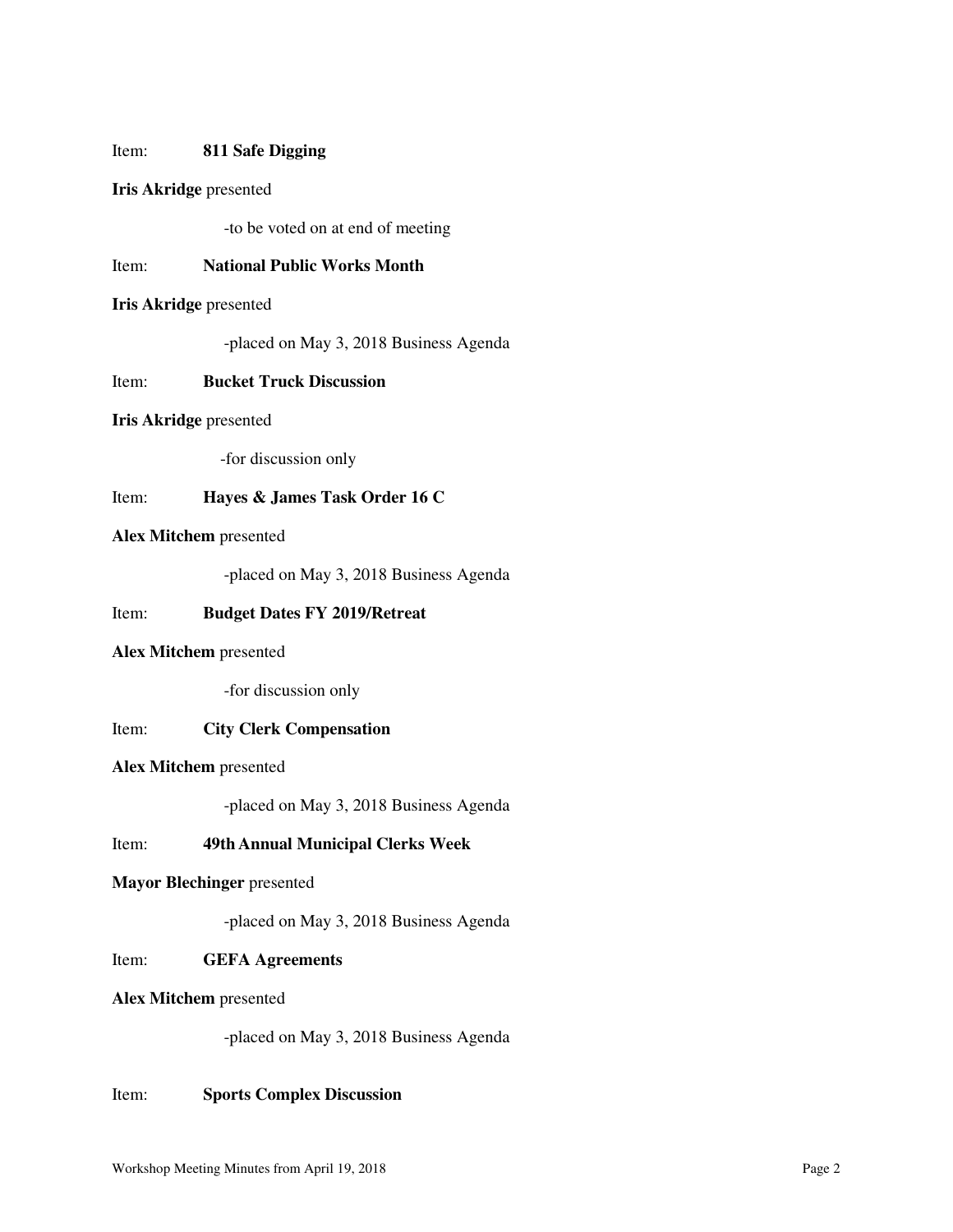Item: **811 Safe Digging**

**Iris Akridge** presented

-to be voted on at end of meeting

Item: **National Public Works Month**

**Iris Akridge** presented

-placed on May 3, 2018 Business Agenda

Item: **Bucket Truck Discussion**

**Iris Akridge** presented

-for discussion only

Item: **Hayes & James Task Order 16 C**

**Alex Mitchem** presented

-placed on May 3, 2018 Business Agenda

Item: **Budget Dates FY 2019/Retreat**

**Alex Mitchem** presented

-for discussion only

Item: **City Clerk Compensation**

**Alex Mitchem** presented

-placed on May 3, 2018 Business Agenda

Item: **49th Annual Municipal Clerks Week**

**Mayor Blechinger** presented

-placed on May 3, 2018 Business Agenda

Item: **GEFA Agreements**

**Alex Mitchem** presented

-placed on May 3, 2018 Business Agenda

Item: **Sports Complex Discussion**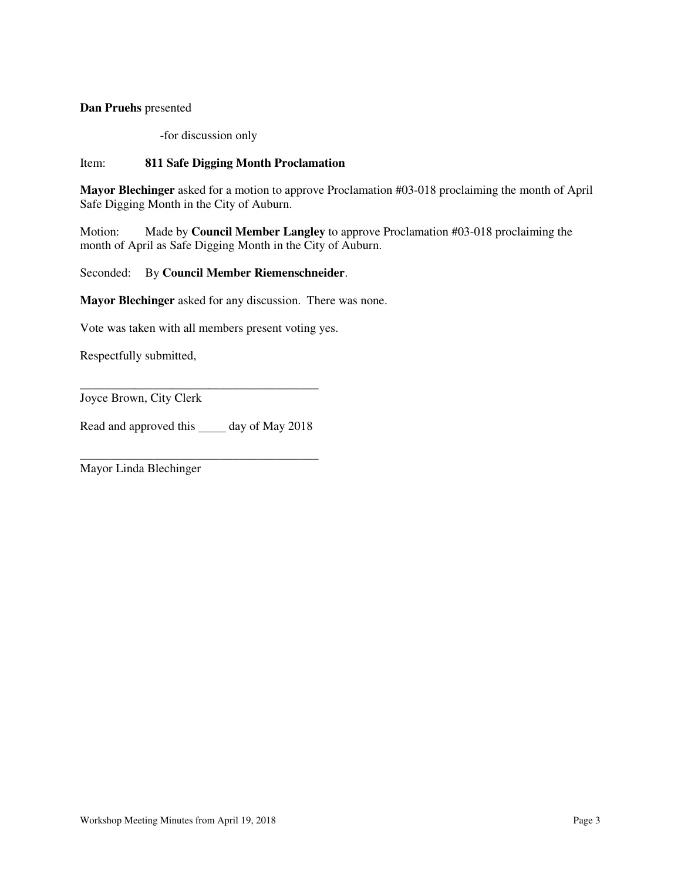**Dan Pruehs** presented

-for discussion only

Item: **811 Safe Digging Month Proclamation**

**Mayor Blechinger** asked for a motion to approve Proclamation #03-018 proclaiming the month of April Safe Digging Month in the City of Auburn.

Motion: Made by **Council Member Langley** to approve Proclamation #03-018 proclaiming the month of April as Safe Digging Month in the City of Auburn.

Seconded: By **Council Member Riemenschneider**.

**Mayor Blechinger** asked for any discussion. There was none.

Vote was taken with all members present voting yes.

Respectfully submitted,

_______________________________________
Joyce Brown, City Clerk

Read and approved this _____ day of May 2018

_______________________________________
Mayor Linda Blechinger